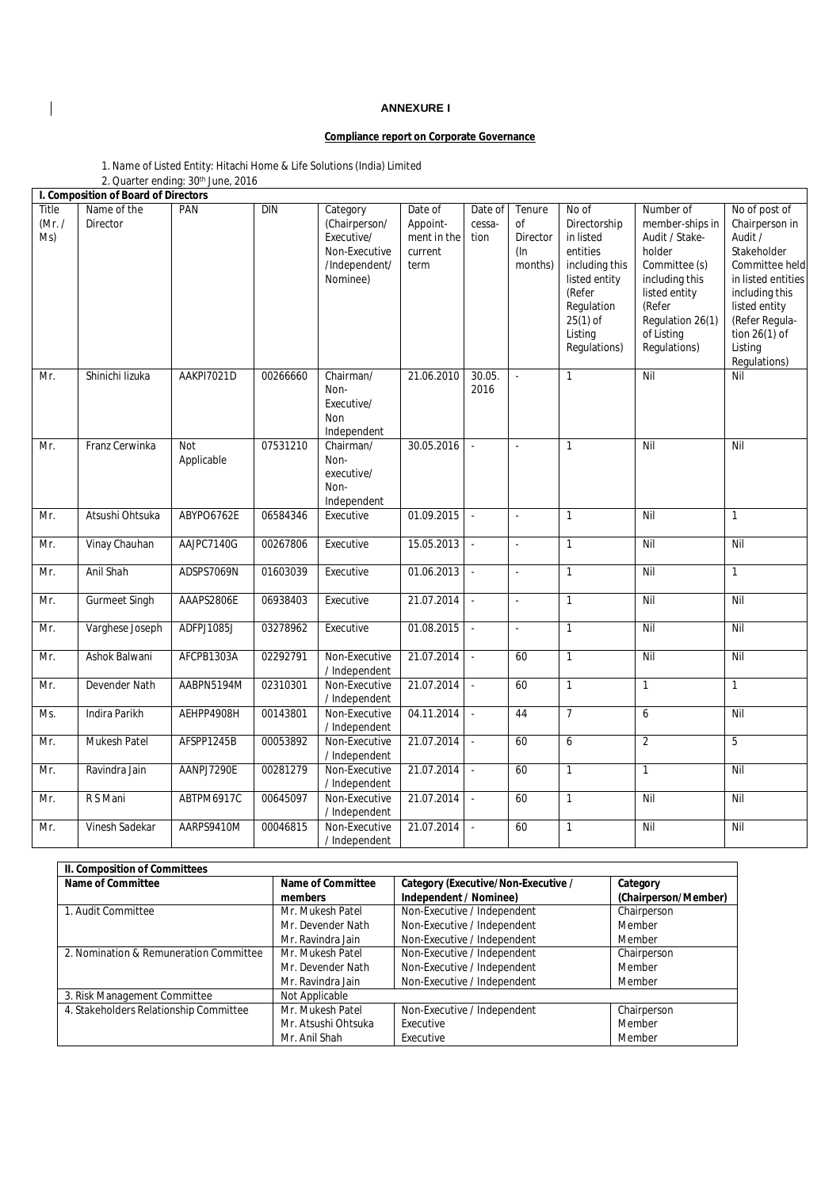**ANNEXURE I**

**Compliance report on Corporate Governance**

1. Name of Listed Entity: Hitachi Home & Life Solutions (India) Limited
2. Quarter ending: 30th June, 2016

**I. Composition of Board of Directors**

| Title (Mr. / Ms) | Name of the Director | PAN | DIN | Category (Chairperson/ Executive/ Non-Executive /Independent/ Nominee) | Date of Appoint-ment in the current term | Date of cessa-tion | Tenure of Director (In months) | No of Directorship in listed entities including this listed entity (Refer Regulation 25(1) of Listing Regulations) | Number of member-ships in Audit / Stake-holder Committee (s) including this listed entity (Refer Regulation 26(1) of Listing Regulations) | No of post of Chairperson in Audit / Stakeholder Committee held in listed entities including this listed entity (Refer Regula-tion 26(1) of Listing Regulations) |
|---|---|---|---|---|---|---|---|---|---|---|
| Mr. | Shinichi Iizuka | AAKPI7021D | 00266660 | Chairman/ Non-Executive/ Non Independent | 21.06.2010 | 30.05.2016 | - | 1 | Nil | Nil |
| Mr. | Franz Cerwinka | Not Applicable | 07531210 | Chairman/ Non-executive/ Non-Independent | 30.05.2016 | - | - | 1 | Nil | Nil |
| Mr. | Atsushi Ohtsuka | ABYPO6762E | 06584346 | Executive | 01.09.2015 | - | - | 1 | Nil | 1 |
| Mr. | Vinay Chauhan | AAJPC7140G | 00267806 | Executive | 15.05.2013 | - | - | 1 | Nil | Nil |
| Mr. | Anil Shah | ADSPS7069N | 01603039 | Executive | 01.06.2013 | - | - | 1 | Nil | 1 |
| Mr. | Gurmeet Singh | AAAPS2806E | 06938403 | Executive | 21.07.2014 | - | - | 1 | Nil | Nil |
| Mr. | Varghese Joseph | ADFPJ1085J | 03278962 | Executive | 01.08.2015 | - | - | 1 | Nil | Nil |
| Mr. | Ashok Balwani | AFCPB1303A | 02292791 | Non-Executive / Independent | 21.07.2014 | - | 60 | 1 | Nil | Nil |
| Mr. | Devender Nath | AABPN5194M | 02310301 | Non-Executive / Independent | 21.07.2014 | - | 60 | 1 | 1 | 1 |
| Ms. | Indira Parikh | AEHPP4908H | 00143801 | Non-Executive / Independent | 04.11.2014 | - | 44 | 7 | 6 | Nil |
| Mr. | Mukesh Patel | AFSPP1245B | 00053892 | Non-Executive / Independent | 21.07.2014 | - | 60 | 6 | 2 | 5 |
| Mr. | Ravindra Jain | AANPJ7290E | 00281279 | Non-Executive / Independent | 21.07.2014 | - | 60 | 1 | 1 | Nil |
| Mr. | R S Mani | ABTPM6917C | 00645097 | Non-Executive / Independent | 21.07.2014 | - | 60 | 1 | Nil | Nil |
| Mr. | Vinesh Sadekar | AARPS9410M | 00046815 | Non-Executive / Independent | 21.07.2014 | - | 60 | 1 | Nil | Nil |

**II. Composition of Committees**

| Name of Committee | Name of Committee members | Category (Executive/Non-Executive / Independent / Nominee) | Category (Chairperson/Member) |
|---|---|---|---|
| 1. Audit Committee | Mr. Mukesh Patel | Non-Executive / Independent | Chairperson |
| | Mr. Devender Nath | Non-Executive / Independent | Member |
| | Mr. Ravindra Jain | Non-Executive / Independent | Member |
| 2. Nomination & Remuneration Committee | Mr. Mukesh Patel | Non-Executive / Independent | Chairperson |
| | Mr. Devender Nath | Non-Executive / Independent | Member |
| | Mr. Ravindra Jain | Non-Executive / Independent | Member |
| 3. Risk Management Committee | Not Applicable | | |
| 4. Stakeholders Relationship Committee | Mr. Mukesh Patel | Non-Executive / Independent | Chairperson |
| | Mr. Atsushi Ohtsuka | Executive | Member |
| | Mr. Anil Shah | Executive | Member |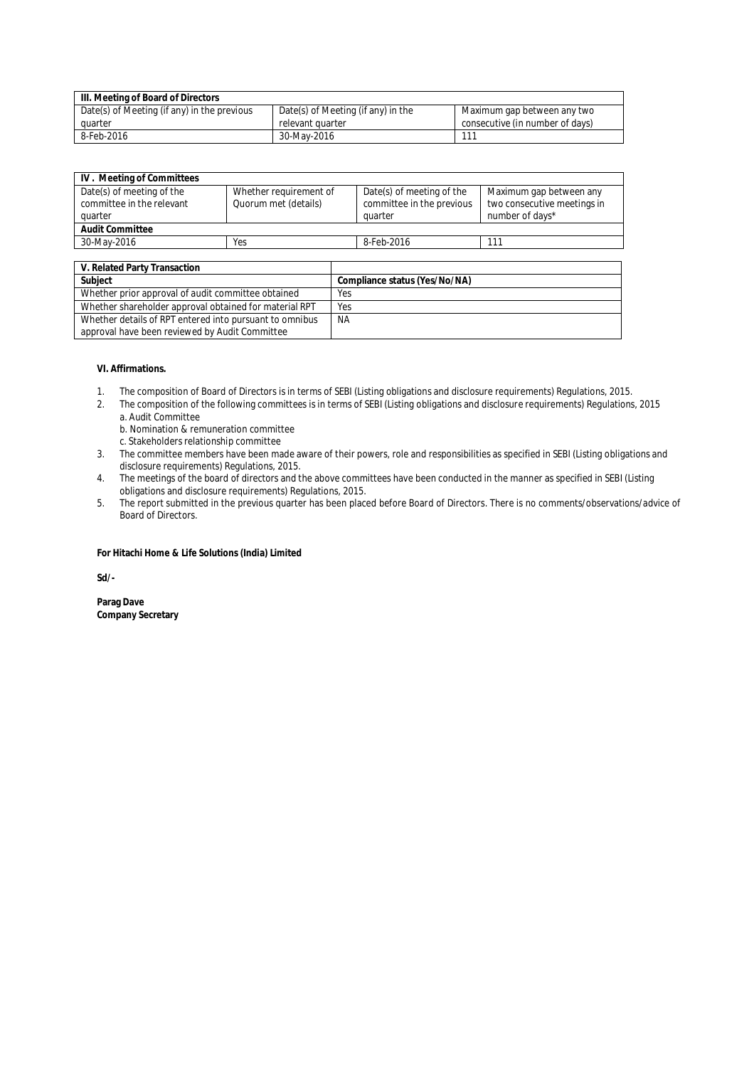| III. Meeting of Board of Directors | | |
|---|---|---|
| Date(s) of Meeting (if any) in the previous quarter | Date(s) of Meeting (if any) in the relevant quarter | Maximum gap between any two consecutive (in number of days) |
| 8-Feb-2016 | 30-May-2016 | 111 |

| IV. Meeting of Committees | | | |
|---|---|---|---|
| Date(s) of meeting of the committee in the relevant quarter | Whether requirement of Quorum met (details) | Date(s) of meeting of the committee in the previous quarter | Maximum gap between any two consecutive meetings in number of days* |
| **Audit Committee** | | | |
| 30-May-2016 | Yes | 8-Feb-2016 | 111 |

| V. Related Party Transaction | |
|---|---|
| **Subject** | **Compliance status (Yes/No/NA)** |
| Whether prior approval of audit committee obtained | Yes |
| Whether shareholder approval obtained for material RPT | Yes |
| Whether details of RPT entered into pursuant to omnibus approval have been reviewed by Audit Committee | NA |

**VI. Affirmations.**

1. The composition of Board of Directors is in terms of SEBI (Listing obligations and disclosure requirements) Regulations, 2015.
2. The composition of the following committees is in terms of SEBI (Listing obligations and disclosure requirements) Regulations, 2015
   a. Audit Committee
   b. Nomination & remuneration committee
   c. Stakeholders relationship committee
3. The committee members have been made aware of their powers, role and responsibilities as specified in SEBI (Listing obligations and disclosure requirements) Regulations, 2015.
4. The meetings of the board of directors and the above committees have been conducted in the manner as specified in SEBI (Listing obligations and disclosure requirements) Regulations, 2015.
5. The report submitted in the previous quarter has been placed before Board of Directors. There is no comments/observations/advice of Board of Directors.

**For Hitachi Home & Life Solutions (India) Limited**

**Sd/-**

**Parag Dave**
**Company Secretary**